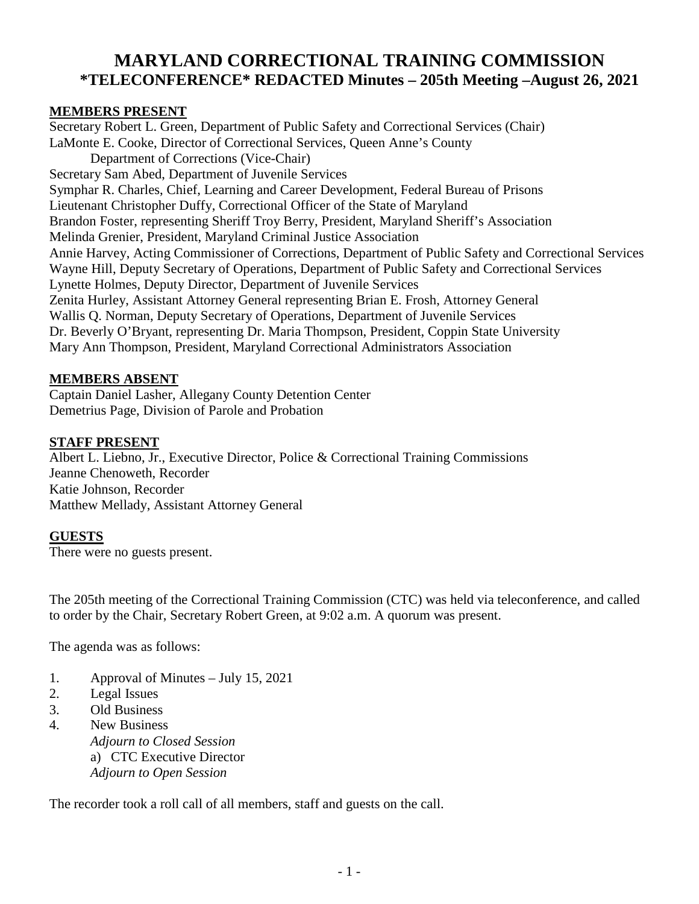# MARYLAND CORRECTIONAL TRAINING COMMISSION
## *TELECONFERENCE* REDACTED Minutes – 205th Meeting –August 26, 2021

**MEMBERS PRESENT**

Secretary Robert L. Green, Department of Public Safety and Correctional Services (Chair)
LaMonte E. Cooke, Director of Correctional Services, Queen Anne's County
    Department of Corrections (Vice-Chair)
Secretary Sam Abed, Department of Juvenile Services
Symphar R. Charles, Chief, Learning and Career Development, Federal Bureau of Prisons
Lieutenant Christopher Duffy, Correctional Officer of the State of Maryland
Brandon Foster, representing Sheriff Troy Berry, President, Maryland Sheriff's Association
Melinda Grenier, President, Maryland Criminal Justice Association
Annie Harvey, Acting Commissioner of Corrections, Department of Public Safety and Correctional Services
Wayne Hill, Deputy Secretary of Operations, Department of Public Safety and Correctional Services
Lynette Holmes, Deputy Director, Department of Juvenile Services
Zenita Hurley, Assistant Attorney General representing Brian E. Frosh, Attorney General
Wallis Q. Norman, Deputy Secretary of Operations, Department of Juvenile Services
Dr. Beverly O'Bryant, representing Dr. Maria Thompson, President, Coppin State University
Mary Ann Thompson, President, Maryland Correctional Administrators Association

**MEMBERS ABSENT**

Captain Daniel Lasher, Allegany County Detention Center
Demetrius Page, Division of Parole and Probation

**STAFF PRESENT**

Albert L. Liebno, Jr., Executive Director, Police & Correctional Training Commissions
Jeanne Chenoweth, Recorder
Katie Johnson, Recorder
Matthew Mellady, Assistant Attorney General

**GUESTS**

There were no guests present.

The 205th meeting of the Correctional Training Commission (CTC) was held via teleconference, and called to order by the Chair, Secretary Robert Green, at 9:02 a.m. A quorum was present.

The agenda was as follows:

1. Approval of Minutes – July 15, 2021
2. Legal Issues
3. Old Business
4. New Business
   *Adjourn to Closed Session*
   a) CTC Executive Director
   *Adjourn to Open Session*

The recorder took a roll call of all members, staff and guests on the call.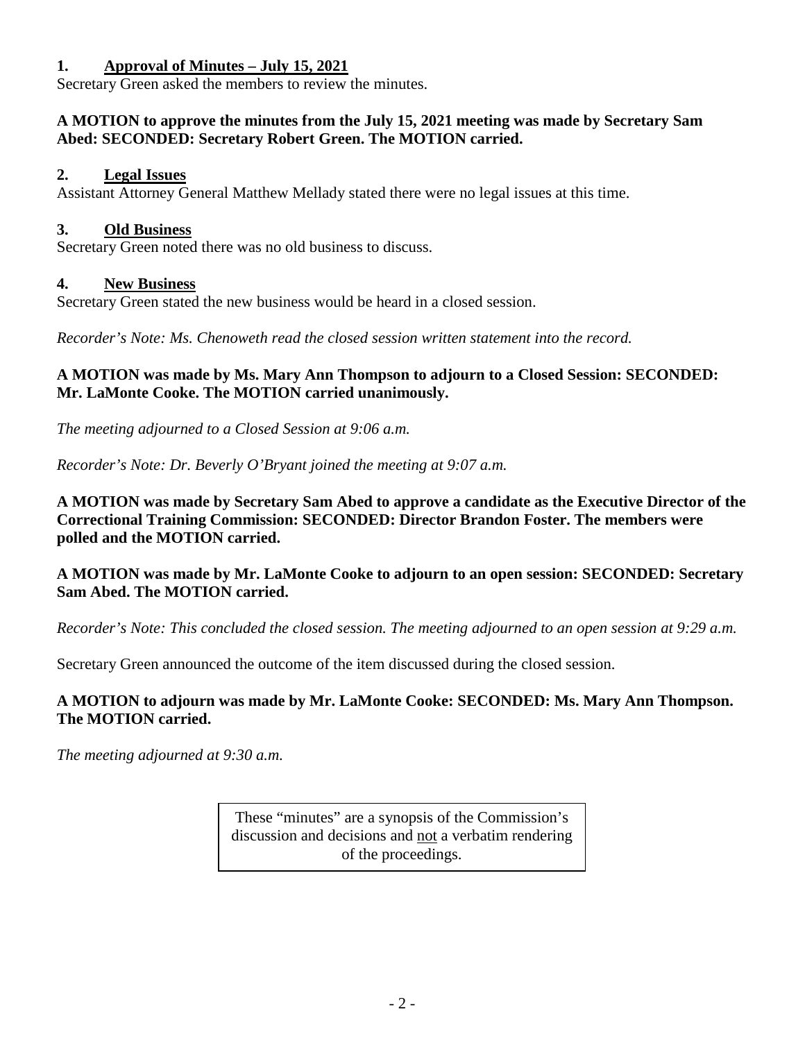## 1. Approval of Minutes – July 15, 2021

Secretary Green asked the members to review the minutes.

**A MOTION to approve the minutes from the July 15, 2021 meeting was made by Secretary Sam Abed: SECONDED: Secretary Robert Green. The MOTION carried.**

## 2. Legal Issues

Assistant Attorney General Matthew Mellady stated there were no legal issues at this time.

## 3. Old Business

Secretary Green noted there was no old business to discuss.

## 4. New Business

Secretary Green stated the new business would be heard in a closed session.

*Recorder's Note: Ms. Chenoweth read the closed session written statement into the record.*

**A MOTION was made by Ms. Mary Ann Thompson to adjourn to a Closed Session: SECONDED: Mr. LaMonte Cooke. The MOTION carried unanimously.**

*The meeting adjourned to a Closed Session at 9:06 a.m.*

*Recorder's Note: Dr. Beverly O'Bryant joined the meeting at 9:07 a.m.*

**A MOTION was made by Secretary Sam Abed to approve a candidate as the Executive Director of the Correctional Training Commission: SECONDED: Director Brandon Foster. The members were polled and the MOTION carried.**

**A MOTION was made by Mr. LaMonte Cooke to adjourn to an open session: SECONDED: Secretary Sam Abed. The MOTION carried.**

*Recorder's Note: This concluded the closed session. The meeting adjourned to an open session at 9:29 a.m.*

Secretary Green announced the outcome of the item discussed during the closed session.

**A MOTION to adjourn was made by Mr. LaMonte Cooke: SECONDED: Ms. Mary Ann Thompson. The MOTION carried.**

*The meeting adjourned at 9:30 a.m.*

These "minutes" are a synopsis of the Commission's discussion and decisions and not a verbatim rendering of the proceedings.